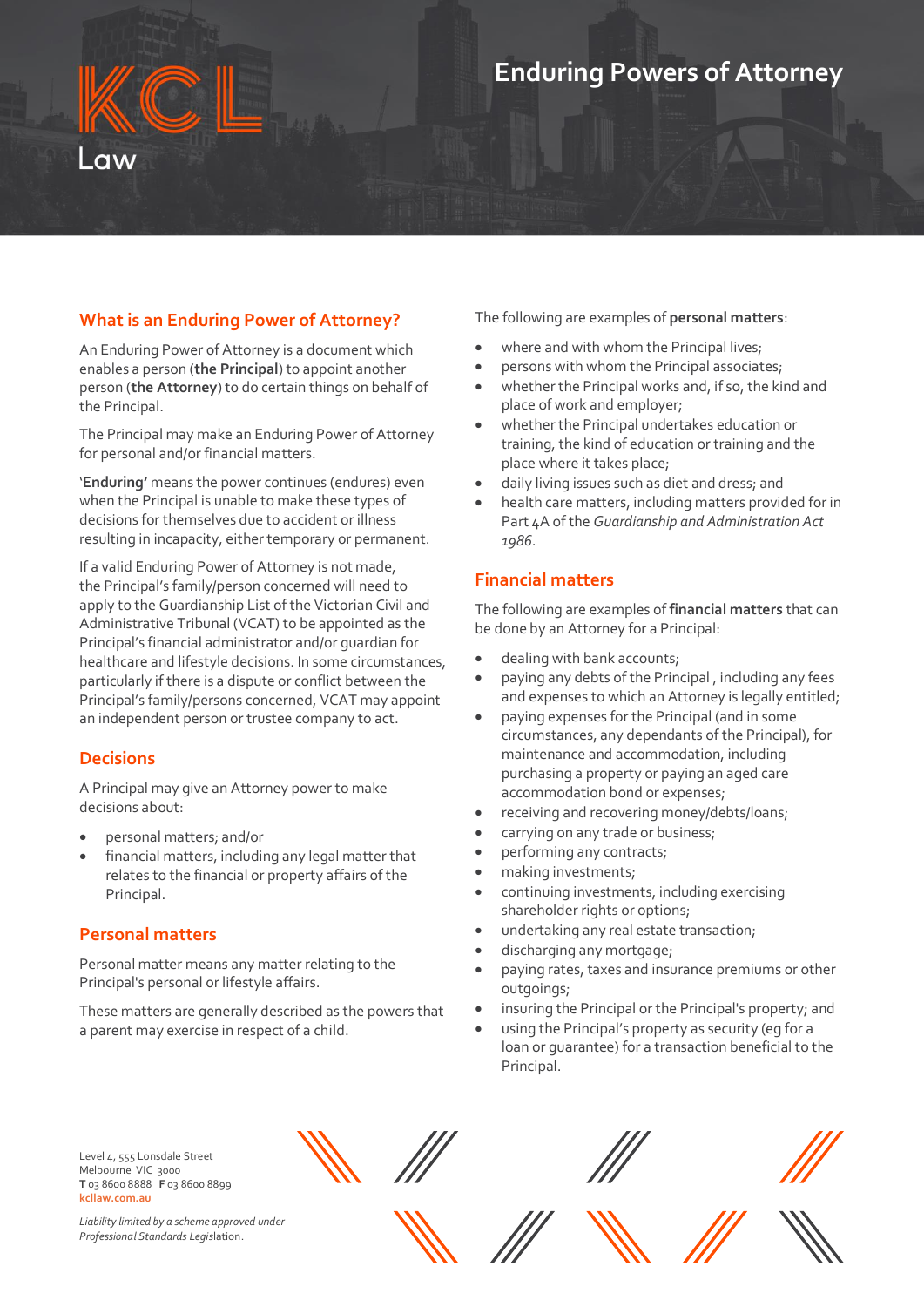# Enduring Powers of Attorney

## What is an Enduring Power of Attorney?

An Enduring Power of Attorney is a document which enables a person (**the Principal**) to appoint another person (**the Attorney**) to do certain things on behalf of the Principal.

The Principal may make an Enduring Power of Attorney for personal and/or financial matters.

'**Enduring'** means the power continues (endures) even when the Principal is unable to make these types of decisions for themselves due to accident or illness resulting in incapacity, either temporary or permanent.

If a valid Enduring Power of Attorney is not made, the Principal's family/person concerned will need to apply to the Guardianship List of the Victorian Civil and Administrative Tribunal (VCAT) to be appointed as the Principal's financial administrator and/or guardian for healthcare and lifestyle decisions. In some circumstances, particularly if there is a dispute or conflict between the Principal's family/persons concerned, VCAT may appoint an independent person or trustee company to act.

## Decisions

A Principal may give an Attorney power to make decisions about:

- personal matters; and/or
- financial matters, including any legal matter that relates to the financial or property affairs of the Principal.

## Personal matters

Personal matter means any matter relating to the Principal's personal or lifestyle affairs.

These matters are generally described as the powers that a parent may exercise in respect of a child.

The following are examples of **personal matters**:

- where and with whom the Principal lives;
- persons with whom the Principal associates;
- whether the Principal works and, if so, the kind and place of work and employer;
- whether the Principal undertakes education or training, the kind of education or training and the place where it takes place;
- daily living issues such as diet and dress; and
- health care matters, including matters provided for in Part 4A of the *Guardianship and Administration Act 1986*.

## Financial matters

The following are examples of **financial matters** that can be done by an Attorney for a Principal:

- dealing with bank accounts;
- paying any debts of the Principal , including any fees and expenses to which an Attorney is legally entitled;
- paying expenses for the Principal (and in some circumstances, any dependants of the Principal), for maintenance and accommodation, including purchasing a property or paying an aged care accommodation bond or expenses;
- receiving and recovering money/debts/loans;
- carrying on any trade or business;
- performing any contracts;
- making investments;
- continuing investments, including exercising shareholder rights or options;
- undertaking any real estate transaction;
- discharging any mortgage;
- paying rates, taxes and insurance premiums or other outgoings;
- insuring the Principal or the Principal's property; and
- using the Principal's property as security (eg for a loan or guarantee) for a transaction beneficial to the Principal.

Level 4, 555 Lonsdale Street
Melbourne VIC 3000
**T** 03 8600 8888 **F** 03 8600 8899
kcllaw.com.au

*Liability limited by a scheme approved under Professional Standards Legislation.*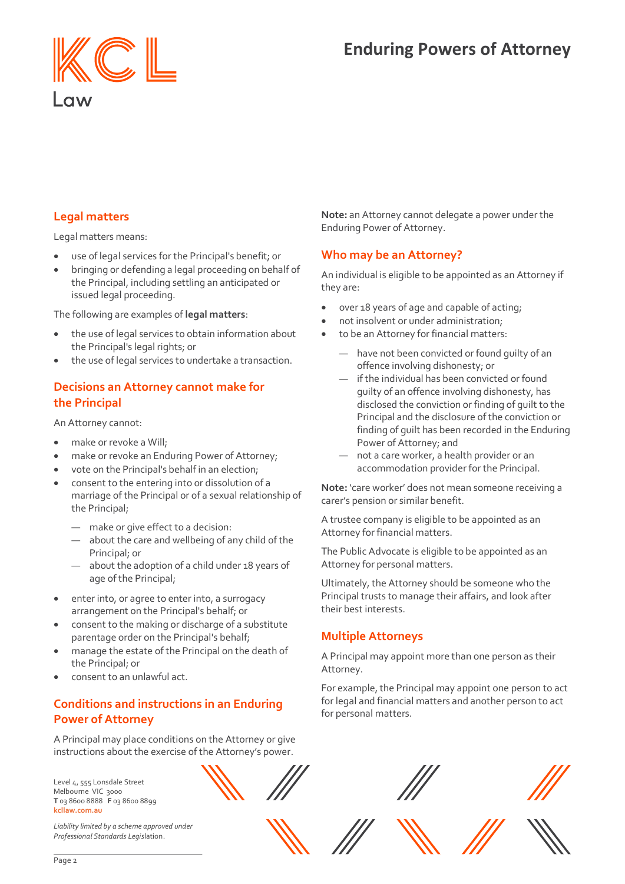## Legal matters

Legal matters means:

- use of legal services for the Principal's benefit; or
- bringing or defending a legal proceeding on behalf of the Principal, including settling an anticipated or issued legal proceeding.

The following are examples of **legal matters**:

- the use of legal services to obtain information about the Principal's legal rights; or
- the use of legal services to undertake a transaction.

## Decisions an Attorney cannot make for the Principal

An Attorney cannot:

- make or revoke a Will;
- make or revoke an Enduring Power of Attorney;
- vote on the Principal's behalf in an election;
- consent to the entering into or dissolution of a marriage of the Principal or of a sexual relationship of the Principal;
  - make or give effect to a decision:
  - about the care and wellbeing of any child of the Principal; or
  - about the adoption of a child under 18 years of age of the Principal;
- enter into, or agree to enter into, a surrogacy arrangement on the Principal's behalf; or
- consent to the making or discharge of a substitute parentage order on the Principal's behalf;
- manage the estate of the Principal on the death of the Principal; or
- consent to an unlawful act.

## Conditions and instructions in an Enduring Power of Attorney

A Principal may place conditions on the Attorney or give instructions about the exercise of the Attorney's power.

**Note:** an Attorney cannot delegate a power under the Enduring Power of Attorney.

## Who may be an Attorney?

An individual is eligible to be appointed as an Attorney if they are:

- over 18 years of age and capable of acting;
- not insolvent or under administration;
- to be an Attorney for financial matters:
  - have not been convicted or found guilty of an offence involving dishonesty; or
  - if the individual has been convicted or found guilty of an offence involving dishonesty, has disclosed the conviction or finding of guilt to the Principal and the disclosure of the conviction or finding of guilt has been recorded in the Enduring Power of Attorney; and
  - not a care worker, a health provider or an accommodation provider for the Principal.

**Note:** 'care worker' does not mean someone receiving a carer's pension or similar benefit.

A trustee company is eligible to be appointed as an Attorney for financial matters.

The Public Advocate is eligible to be appointed as an Attorney for personal matters.

Ultimately, the Attorney should be someone who the Principal trusts to manage their affairs, and look after their best interests.

## Multiple Attorneys

A Principal may appoint more than one person as their Attorney.

For example, the Principal may appoint one person to act for legal and financial matters and another person to act for personal matters.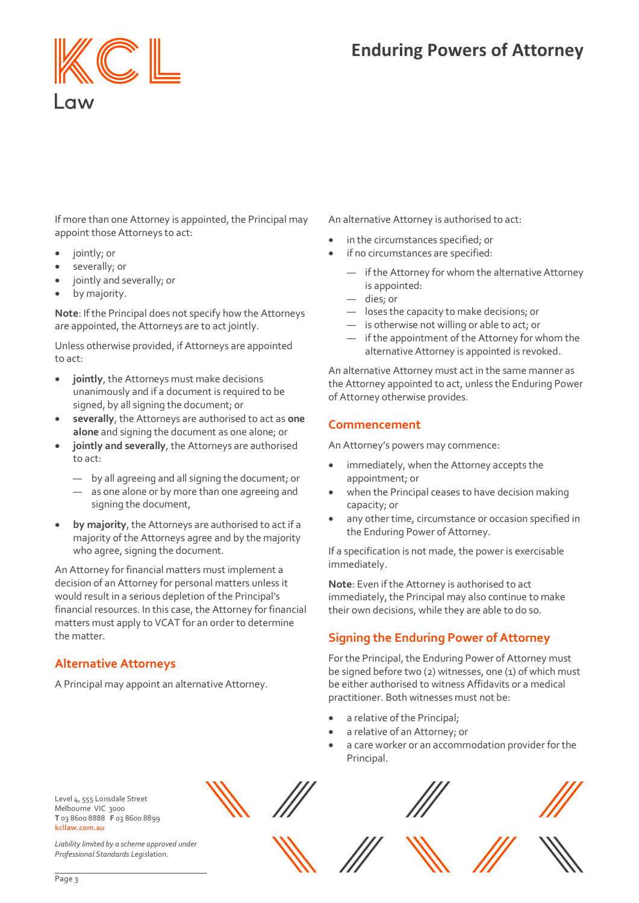If more than one Attorney is appointed, the Principal may appoint those Attorneys to act:

- jointly; or
- severally; or
- jointly and severally; or
- by majority.

**Note**: If the Principal does not specify how the Attorneys are appointed, the Attorneys are to act jointly.

Unless otherwise provided, if Attorneys are appointed to act:

- **jointly**, the Attorneys must make decisions unanimously and if a document is required to be signed, by all signing the document; or
- **severally**, the Attorneys are authorised to act as **one alone** and signing the document as one alone; or
- **jointly and severally**, the Attorneys are authorised to act:
  - — by all agreeing and all signing the document; or
  - — as one alone or by more than one agreeing and signing the document,
- **by majority**, the Attorneys are authorised to act if a majority of the Attorneys agree and by the majority who agree, signing the document.

An Attorney for financial matters must implement a decision of an Attorney for personal matters unless it would result in a serious depletion of the Principal's financial resources. In this case, the Attorney for financial matters must apply to VCAT for an order to determine the matter.

## Alternative Attorneys

A Principal may appoint an alternative Attorney.

An alternative Attorney is authorised to act:

- in the circumstances specified; or
- if no circumstances are specified:
  - — if the Attorney for whom the alternative Attorney is appointed:
  - — dies; or
  - — loses the capacity to make decisions; or
  - — is otherwise not willing or able to act; or
  - — if the appointment of the Attorney for whom the alternative Attorney is appointed is revoked.

An alternative Attorney must act in the same manner as the Attorney appointed to act, unless the Enduring Power of Attorney otherwise provides.

## Commencement

An Attorney's powers may commence:

- immediately, when the Attorney accepts the appointment; or
- when the Principal ceases to have decision making capacity; or
- any other time, circumstance or occasion specified in the Enduring Power of Attorney.

If a specification is not made, the power is exercisable immediately.

**Note**: Even if the Attorney is authorised to act immediately, the Principal may also continue to make their own decisions, while they are able to do so.

## Signing the Enduring Power of Attorney

For the Principal, the Enduring Power of Attorney must be signed before two (2) witnesses, one (1) of which must be either authorised to witness Affidavits or a medical practitioner. Both witnesses must not be:

- a relative of the Principal;
- a relative of an Attorney; or
- a care worker or an accommodation provider for the Principal.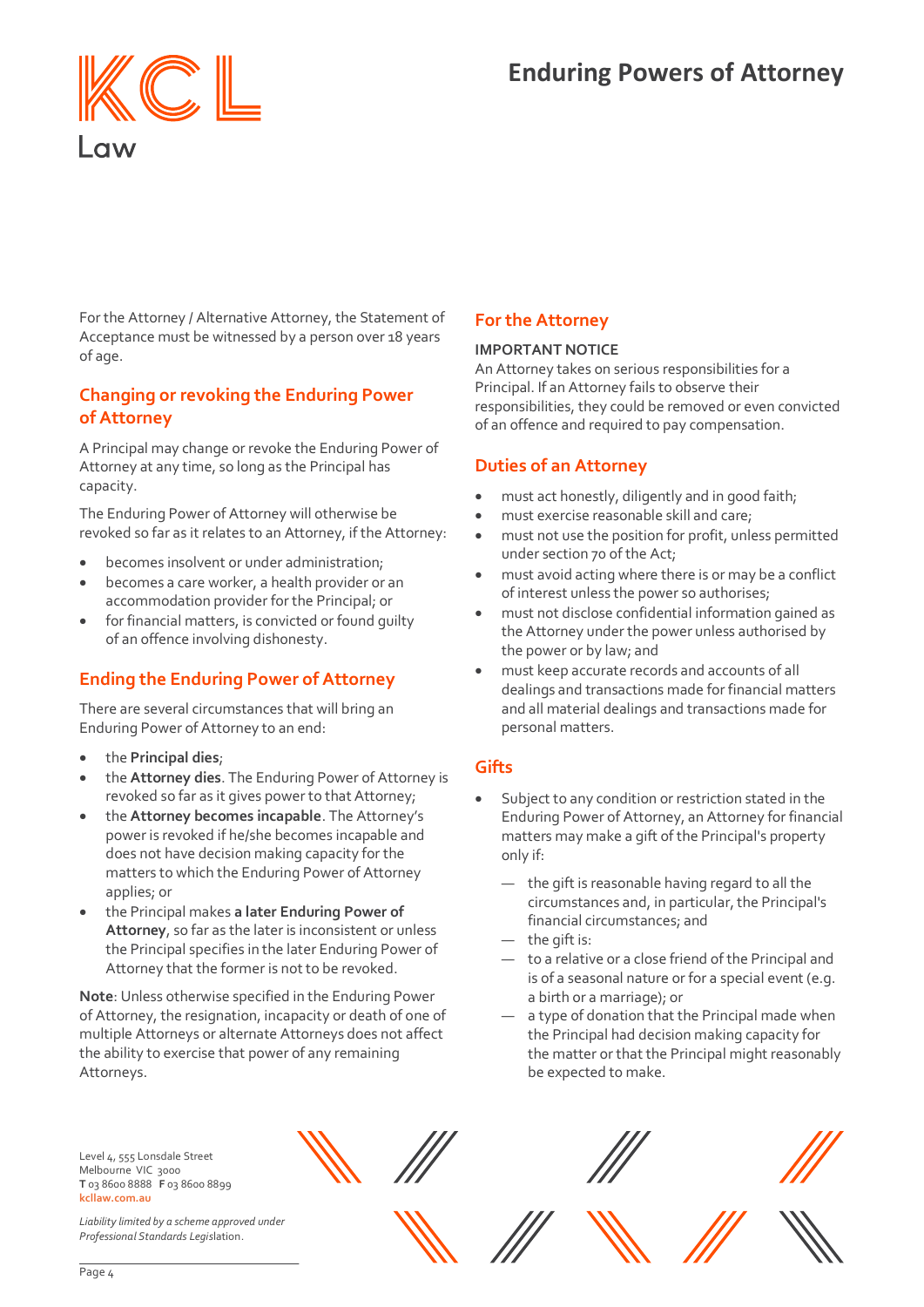For the Attorney / Alternative Attorney, the Statement of Acceptance must be witnessed by a person over 18 years of age.

## Changing or revoking the Enduring Power of Attorney

A Principal may change or revoke the Enduring Power of Attorney at any time, so long as the Principal has capacity.

The Enduring Power of Attorney will otherwise be revoked so far as it relates to an Attorney, if the Attorney:

- becomes insolvent or under administration;
- becomes a care worker, a health provider or an accommodation provider for the Principal; or
- for financial matters, is convicted or found guilty of an offence involving dishonesty.

## Ending the Enduring Power of Attorney

There are several circumstances that will bring an Enduring Power of Attorney to an end:

- the **Principal dies**;
- the **Attorney dies**. The Enduring Power of Attorney is revoked so far as it gives power to that Attorney;
- the **Attorney becomes incapable**. The Attorney's power is revoked if he/she becomes incapable and does not have decision making capacity for the matters to which the Enduring Power of Attorney applies; or
- the Principal makes **a later Enduring Power of Attorney**, so far as the later is inconsistent or unless the Principal specifies in the later Enduring Power of Attorney that the former is not to be revoked.

**Note**: Unless otherwise specified in the Enduring Power of Attorney, the resignation, incapacity or death of one of multiple Attorneys or alternate Attorneys does not affect the ability to exercise that power of any remaining Attorneys.

## For the Attorney

**IMPORTANT NOTICE**
An Attorney takes on serious responsibilities for a Principal. If an Attorney fails to observe their responsibilities, they could be removed or even convicted of an offence and required to pay compensation.

## Duties of an Attorney

- must act honestly, diligently and in good faith;
- must exercise reasonable skill and care;
- must not use the position for profit, unless permitted under section 70 of the Act;
- must avoid acting where there is or may be a conflict of interest unless the power so authorises;
- must not disclose confidential information gained as the Attorney under the power unless authorised by the power or by law; and
- must keep accurate records and accounts of all dealings and transactions made for financial matters and all material dealings and transactions made for personal matters.

## Gifts

- Subject to any condition or restriction stated in the Enduring Power of Attorney, an Attorney for financial matters may make a gift of the Principal's property only if:
  - the gift is reasonable having regard to all the circumstances and, in particular, the Principal's financial circumstances; and
  - the gift is:
  - to a relative or a close friend of the Principal and is of a seasonal nature or for a special event (e.g. a birth or a marriage); or
  - a type of donation that the Principal made when the Principal had decision making capacity for the matter or that the Principal might reasonably be expected to make.

Level 4, 555 Lonsdale Street
Melbourne VIC 3000
**T** 03 8600 8888 **F** 03 8600 8899
kcllaw.com.au

*Liability limited by a scheme approved under Professional Standards Legislation.*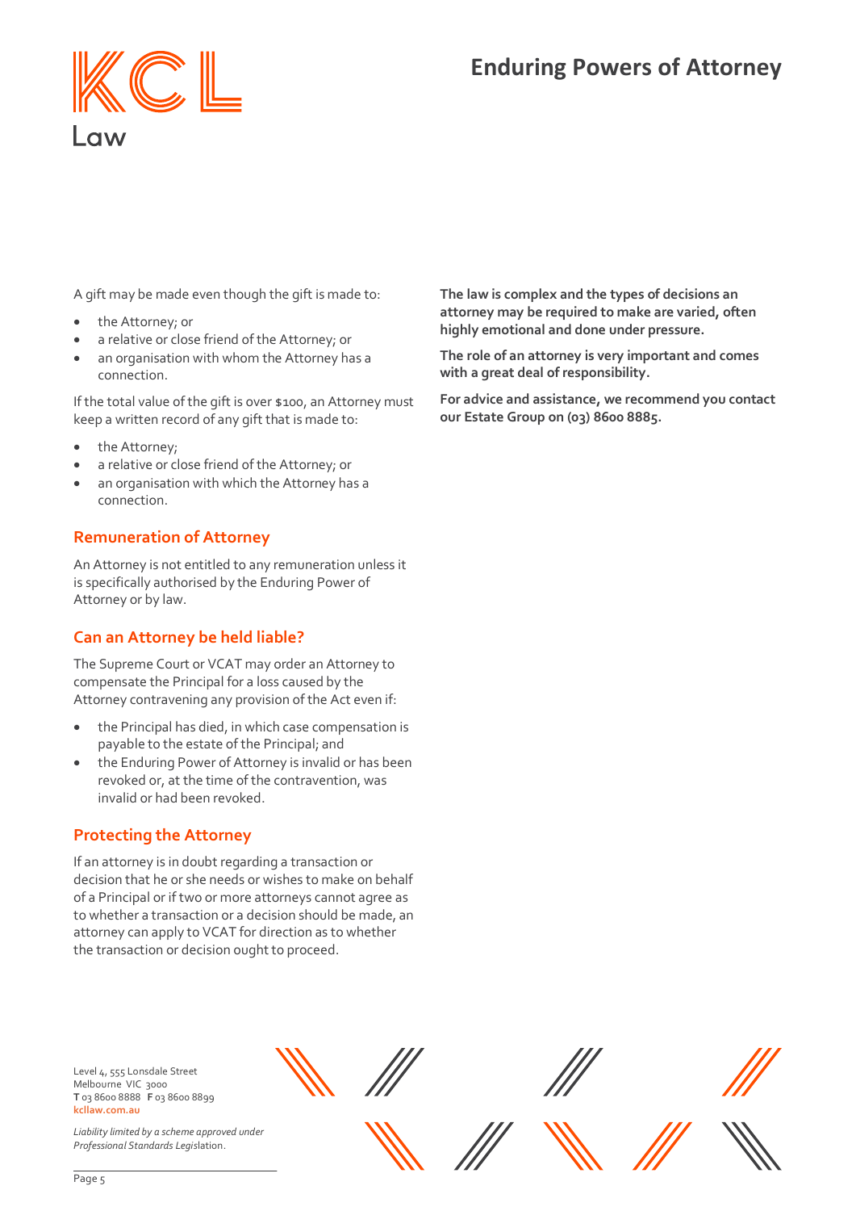A gift may be made even though the gift is made to:

- the Attorney; or
- a relative or close friend of the Attorney; or
- an organisation with whom the Attorney has a connection.

If the total value of the gift is over $100, an Attorney must keep a written record of any gift that is made to:

- the Attorney;
- a relative or close friend of the Attorney; or
- an organisation with which the Attorney has a connection.

## Remuneration of Attorney

An Attorney is not entitled to any remuneration unless it is specifically authorised by the Enduring Power of Attorney or by law.

## Can an Attorney be held liable?

The Supreme Court or VCAT may order an Attorney to compensate the Principal for a loss caused by the Attorney contravening any provision of the Act even if:

- the Principal has died, in which case compensation is payable to the estate of the Principal; and
- the Enduring Power of Attorney is invalid or has been revoked or, at the time of the contravention, was invalid or had been revoked.

## Protecting the Attorney

If an attorney is in doubt regarding a transaction or decision that he or she needs or wishes to make on behalf of a Principal or if two or more attorneys cannot agree as to whether a transaction or a decision should be made, an attorney can apply to VCAT for direction as to whether the transaction or decision ought to proceed.

**The law is complex and the types of decisions an attorney may be required to make are varied, often highly emotional and done under pressure.**

**The role of an attorney is very important and comes with a great deal of responsibility.**

**For advice and assistance, we recommend you contact our Estate Group on (03) 8600 8885.**

Level 4, 555 Lonsdale Street
Melbourne VIC 3000
**T** 03 8600 8888 **F** 03 8600 8899
kcllaw.com.au

*Liability limited by a scheme approved under Professional Standards Legislation.*